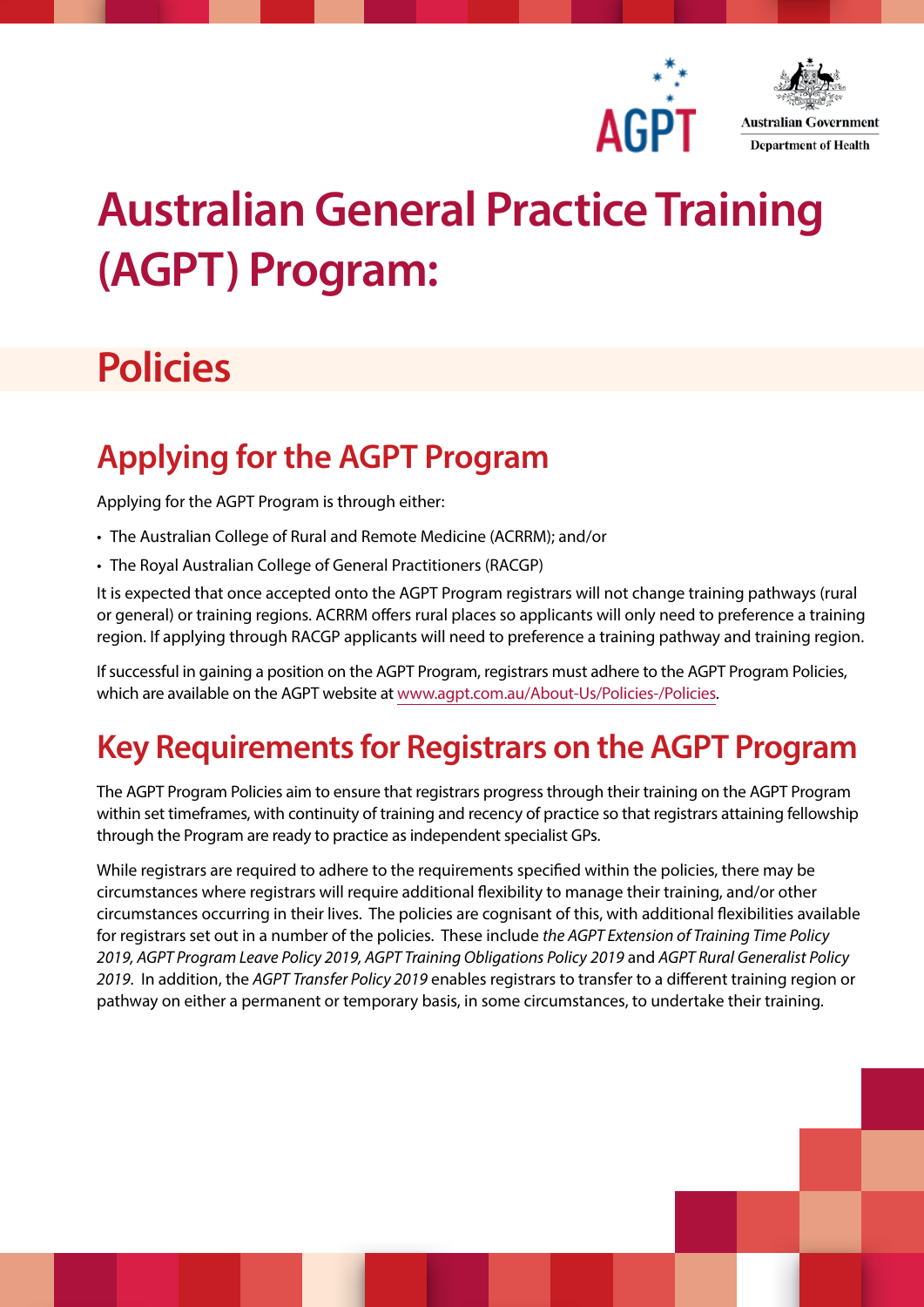# Australian General Practice Training (AGPT) Program:

## Policies

## Applying for the AGPT Program

Applying for the AGPT Program is through either:

- The Australian College of Rural and Remote Medicine (ACRRM); and/or
- The Royal Australian College of General Practitioners (RACGP)

It is expected that once accepted onto the AGPT Program registrars will not change training pathways (rural or general) or training regions. ACRRM offers rural places so applicants will only need to preference a training region. If applying through RACGP applicants will need to preference a training pathway and training region.

If successful in gaining a position on the AGPT Program, registrars must adhere to the AGPT Program Policies, which are available on the AGPT website at www.agpt.com.au/About-Us/Policies-/Policies.

## Key Requirements for Registrars on the AGPT Program

The AGPT Program Policies aim to ensure that registrars progress through their training on the AGPT Program within set timeframes, with continuity of training and recency of practice so that registrars attaining fellowship through the Program are ready to practice as independent specialist GPs.

While registrars are required to adhere to the requirements specified within the policies, there may be circumstances where registrars will require additional flexibility to manage their training, and/or other circumstances occurring in their lives. The policies are cognisant of this, with additional flexibilities available for registrars set out in a number of the policies. These include *the AGPT Extension of Training Time Policy 2019, AGPT Program Leave Policy 2019, AGPT Training Obligations Policy 2019* and *AGPT Rural Generalist Policy 2019*. In addition, the *AGPT Transfer Policy 2019* enables registrars to transfer to a different training region or pathway on either a permanent or temporary basis, in some circumstances, to undertake their training.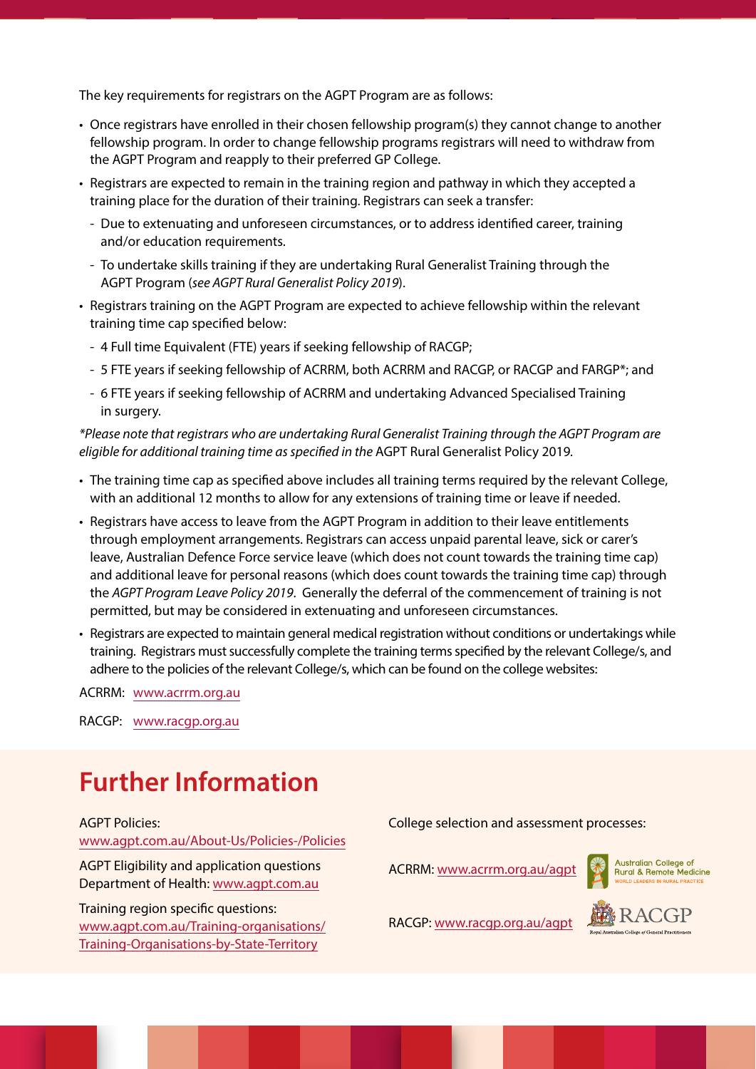The key requirements for registrars on the AGPT Program are as follows:

- Once registrars have enrolled in their chosen fellowship program(s) they cannot change to another fellowship program. In order to change fellowship programs registrars will need to withdraw from the AGPT Program and reapply to their preferred GP College.
- Registrars are expected to remain in the training region and pathway in which they accepted a training place for the duration of their training. Registrars can seek a transfer:
  - Due to extenuating and unforeseen circumstances, or to address identified career, training and/or education requirements.
  - To undertake skills training if they are undertaking Rural Generalist Training through the AGPT Program (*see AGPT Rural Generalist Policy 2019*).
- Registrars training on the AGPT Program are expected to achieve fellowship within the relevant training time cap specified below:
  - 4 Full time Equivalent (FTE) years if seeking fellowship of RACGP;
  - 5 FTE years if seeking fellowship of ACRRM, both ACRRM and RACGP, or RACGP and FARGP*; and
  - 6 FTE years if seeking fellowship of ACRRM and undertaking Advanced Specialised Training in surgery.

*\*Please note that registrars who are undertaking Rural Generalist Training through the AGPT Program are eligible for additional training time as specified in the* AGPT Rural Generalist Policy 2019*.*

- The training time cap as specified above includes all training terms required by the relevant College, with an additional 12 months to allow for any extensions of training time or leave if needed.
- Registrars have access to leave from the AGPT Program in addition to their leave entitlements through employment arrangements. Registrars can access unpaid parental leave, sick or carer's leave, Australian Defence Force service leave (which does not count towards the training time cap) and additional leave for personal reasons (which does count towards the training time cap) through the *AGPT Program Leave Policy 2019*. Generally the deferral of the commencement of training is not permitted, but may be considered in extenuating and unforeseen circumstances.
- Registrars are expected to maintain general medical registration without conditions or undertakings while training. Registrars must successfully complete the training terms specified by the relevant College/s, and adhere to the policies of the relevant College/s, which can be found on the college websites:

ACRRM: www.acrrm.org.au

RACGP: www.racgp.org.au

## Further Information

AGPT Policies:
www.agpt.com.au/About-Us/Policies-/Policies

AGPT Eligibility and application questions
Department of Health: www.agpt.com.au

Training region specific questions:
www.agpt.com.au/Training-organisations/Training-Organisations-by-State-Territory

College selection and assessment processes:

ACRRM: www.acrrm.org.au/agpt

RACGP: www.racgp.org.au/agpt